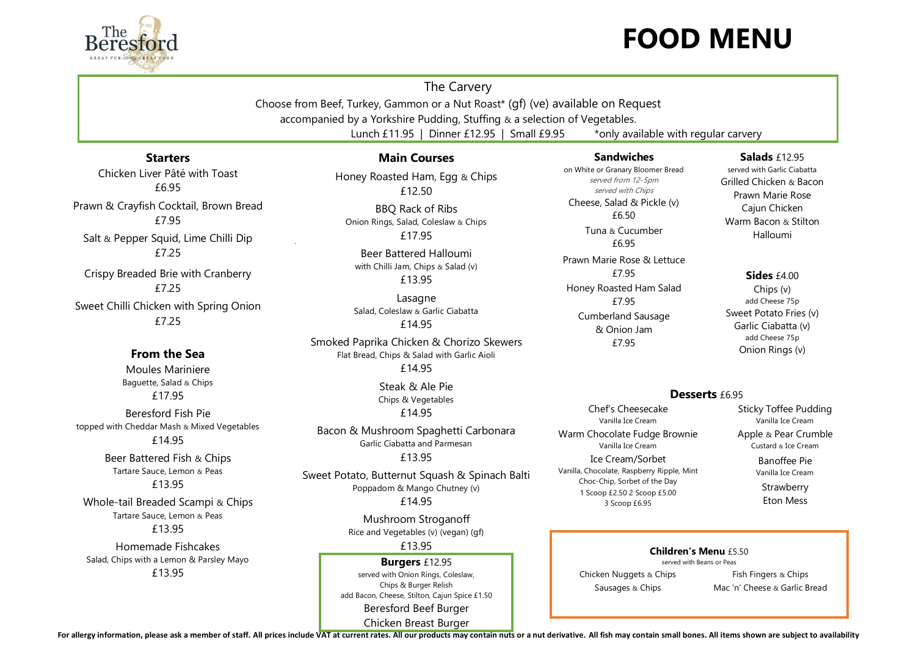The Beresford
GREAT PUB GREAT FOOD

# FOOD MENU

## The Carvery

Choose from Beef, Turkey, Gammon or a Nut Roast* (gf) (ve) available on Request
accompanied by a Yorkshire Pudding, Stuffing & a selection of Vegetables.
Lunch £11.95 | Dinner £12.95 | Small £9.95 *only available with regular carvery

## Starters

Chicken Liver Pâté with Toast
£6.95

Prawn & Crayfish Cocktail, Brown Bread
£7.95

Salt & Pepper Squid, Lime Chilli Dip
£7.25

Crispy Breaded Brie with Cranberry
£7.25

Sweet Chilli Chicken with Spring Onion
£7.25

## From the Sea

Moules Mariniere
Baguette, Salad & Chips
£17.95

Beresford Fish Pie
topped with Cheddar Mash & Mixed Vegetables
£14.95

Beer Battered Fish & Chips
Tartare Sauce, Lemon & Peas
£13.95

Whole-tail Breaded Scampi & Chips
Tartare Sauce, Lemon & Peas
£13.95

Homemade Fishcakes
Salad, Chips with a Lemon & Parsley Mayo
£13.95

## Main Courses

Honey Roasted Ham, Egg & Chips
£12.50

BBQ Rack of Ribs
Onion Rings, Salad, Coleslaw & Chips
£17.95

Beer Battered Halloumi
with Chilli Jam, Chips & Salad (v)
£13.95

Lasagne
Salad, Coleslaw & Garlic Ciabatta
£14.95

Smoked Paprika Chicken & Chorizo Skewers
Flat Bread, Chips & Salad with Garlic Aioli
£14.95

Steak & Ale Pie
Chips & Vegetables
£14.95

Bacon & Mushroom Spaghetti Carbonara
Garlic Ciabatta and Parmesan
£13.95

Sweet Potato, Butternut Squash & Spinach Balti
Poppadom & Mango Chutney (v)
£14.95

Mushroom Stroganoff
Rice and Vegetables (v) (vegan) (gf)
£13.95

## Burgers £12.95

served with Onion Rings, Coleslaw,
Chips & Burger Relish
add Bacon, Cheese, Stilton, Cajun Spice £1.50

Beresford Beef Burger
Chicken Breast Burger

## Sandwiches

on White or Granary Bloomer Bread
*served from 12-5pm*
*served with Chips*

Cheese, Salad & Pickle (v)
£6.50

Tuna & Cucumber
£6.95

Prawn Marie Rose & Lettuce
£7.95

Honey Roasted Ham Salad
£7.95

Cumberland Sausage
& Onion Jam
£7.95

## Salads £12.95

served with Garlic Ciabatta

Grilled Chicken & Bacon
Prawn Marie Rose
Cajun Chicken
Warm Bacon & Stilton
Halloumi

## Sides £4.00

Chips (v)
add Cheese 75p
Sweet Potato Fries (v)
Garlic Ciabatta (v)
add Cheese 75p
Onion Rings (v)

## Desserts £6.95

Chef's Cheesecake
Vanilla Ice Cream

Warm Chocolate Fudge Brownie
Vanilla Ice Cream

Ice Cream/Sorbet
Vanilla, Chocolate, Raspberry Ripple, Mint
Choc-Chip, Sorbet of the Day
1 Scoop £2.50 2 Scoop £5.00
3 Scoop £6.95

Sticky Toffee Pudding
Vanilla Ice Cream

Apple & Pear Crumble
Custard & Ice Cream

Banoffee Pie
Vanilla Ice Cream

Strawberry
Eton Mess

## Children's Menu £5.50

served with Beans or Peas

Chicken Nuggets & Chips
Sausages & Chips
Fish Fingers & Chips
Mac 'n' Cheese & Garlic Bread

**For allergy information, please ask a member of staff. All prices include VAT at current rates. All our products may contain nuts or a nut derivative. All fish may contain small bones. All items shown are subject to availability**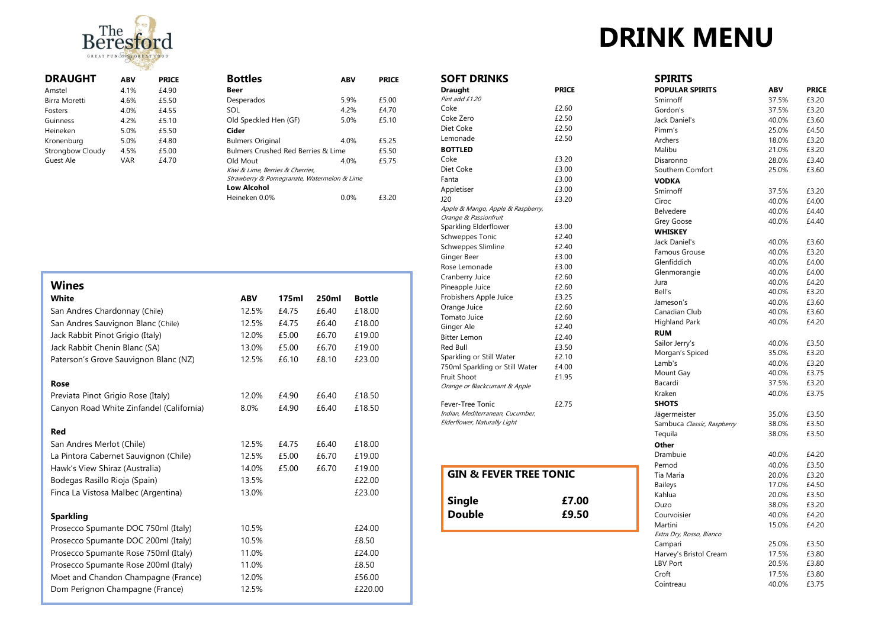# DRINK MENU

The Beresford — GREAT PUB GREAT FOOD

## DRAUGHT

| DRAUGHT | ABV | PRICE |
|---|---|---|
| Amstel | 4.1% | £4.90 |
| Birra Moretti | 4.6% | £5.50 |
| Fosters | 4.0% | £4.55 |
| Guinness | 4.2% | £5.10 |
| Heineken | 5.0% | £5.50 |
| Kronenburg | 5.0% | £4.80 |
| Strongbow Cloudy | 4.5% | £5.00 |
| Guest Ale | VAR | £4.70 |

## Bottles

| Bottles | ABV | PRICE |
|---|---|---|
| **Beer** | | |
| Desperados | 5.9% | £5.00 |
| SOL | 4.2% | £4.70 |
| Old Speckled Hen (GF) | 5.0% | £5.10 |
| **Cider** | | |
| Bulmers Original | 4.0% | £5.25 |
| Bulmers Crushed Red Berries & Lime | | £5.50 |
| Old Mout | 4.0% | £5.75 |
| *Kiwi & Lime, Berries & Cherries, Strawberry & Pomegranate, Watermelon & Lime* | | |
| **Low Alcohol** | | |
| Heineken 0.0% | 0.0% | £3.20 |

## Wines

| White | ABV | 175ml | 250ml | Bottle |
|---|---|---|---|---|
| San Andres Chardonnay (Chile) | 12.5% | £4.75 | £6.40 | £18.00 |
| San Andres Sauvignon Blanc (Chile) | 12.5% | £4.75 | £6.40 | £18.00 |
| Jack Rabbit Pinot Grigio (Italy) | 12.0% | £5.00 | £6.70 | £19.00 |
| Jack Rabbit Chenin Blanc (SA) | 13.0% | £5.00 | £6.70 | £19.00 |
| Paterson's Grove Sauvignon Blanc (NZ) | 12.5% | £6.10 | £8.10 | £23.00 |
| **Rose** | | | | |
| Previata Pinot Grigio Rose (Italy) | 12.0% | £4.90 | £6.40 | £18.50 |
| Canyon Road White Zinfandel (California) | 8.0% | £4.90 | £6.40 | £18.50 |
| **Red** | | | | |
| San Andres Merlot (Chile) | 12.5% | £4.75 | £6.40 | £18.00 |
| La Pintora Cabernet Sauvignon (Chile) | 12.5% | £5.00 | £6.70 | £19.00 |
| Hawk's View Shiraz (Australia) | 14.0% | £5.00 | £6.70 | £19.00 |
| Bodegas Rasillo Rioja (Spain) | 13.5% | | | £22.00 |
| Finca La Vistosa Malbec (Argentina) | 13.0% | | | £23.00 |
| **Sparkling** | | | | |
| Prosecco Spumante DOC 750ml (Italy) | 10.5% | | | £24.00 |
| Prosecco Spumante DOC 200ml (Italy) | 10.5% | | | £8.50 |
| Prosecco Spumante Rose 750ml (Italy) | 11.0% | | | £24.00 |
| Prosecco Spumante Rose 200ml (Italy) | 11.0% | | | £8.50 |
| Moet and Chandon Champagne (France) | 12.0% | | | £56.00 |
| Dom Perignon Champagne (France) | 12.5% | | | £220.00 |

## SOFT DRINKS

| Draught | PRICE |
|---|---|
| *Pint add £1.20* | |
| Coke | £2.60 |
| Coke Zero | £2.50 |
| Diet Coke | £2.50 |
| Lemonade | £2.50 |
| **BOTTLED** | |
| Coke | £3.20 |
| Diet Coke | £3.00 |
| Fanta | £3.00 |
| Appletiser | £3.00 |
| J20 | £3.20 |
| *Apple & Mango, Apple & Raspberry, Orange & Passionfruit* | |
| Sparkling Elderflower | £3.00 |
| Schweppes Tonic | £2.40 |
| Schweppes Slimline | £2.40 |
| Ginger Beer | £3.00 |
| Rose Lemonade | £3.00 |
| Cranberry Juice | £2.60 |
| Pineapple Juice | £2.60 |
| Frobishers Apple Juice | £3.25 |
| Orange Juice | £2.60 |
| Tomato Juice | £2.60 |
| Ginger Ale | £2.40 |
| Bitter Lemon | £2.40 |
| Red Bull | £3.50 |
| Sparkling or Still Water | £2.10 |
| 750ml Sparkling or Still Water | £4.00 |
| Fruit Shoot | £1.95 |
| *Orange or Blackcurrant & Apple* | |
| Fever-Tree Tonic | £2.75 |
| *Indian, Mediterranean, Cucumber, Elderflower, Naturally Light* | |

## GIN & FEVER TREE TONIC

| | |
|---|---|
| **Single** | **£7.00** |
| **Double** | **£9.50** |

## SPIRITS

| POPULAR SPIRITS | ABV | PRICE |
|---|---|---|
| Smirnoff | 37.5% | £3.20 |
| Gordon's | 37.5% | £3.20 |
| Jack Daniel's | 40.0% | £3.60 |
| Pimm's | 25.0% | £4.50 |
| Archers | 18.0% | £3.20 |
| Malibu | 21.0% | £3.20 |
| Disaronno | 28.0% | £3.40 |
| Southern Comfort | 25.0% | £3.60 |
| **VODKA** | | |
| Smirnoff | 37.5% | £3.20 |
| Ciroc | 40.0% | £4.00 |
| Belvedere | 40.0% | £4.40 |
| Grey Goose | 40.0% | £4.40 |
| **WHISKEY** | | |
| Jack Daniel's | 40.0% | £3.60 |
| Famous Grouse | 40.0% | £3.20 |
| Glenfiddich | 40.0% | £4.00 |
| Glenmorangie | 40.0% | £4.00 |
| Jura | 40.0% | £4.20 |
| Bell's | 40.0% | £3.20 |
| Jameson's | 40.0% | £3.60 |
| Canadian Club | 40.0% | £3.60 |
| Highland Park | 40.0% | £4.20 |
| **RUM** | | |
| Sailor Jerry's | 40.0% | £3.50 |
| Morgan's Spiced | 35.0% | £3.20 |
| Lamb's | 40.0% | £3.20 |
| Mount Gay | 40.0% | £3.75 |
| Bacardi | 37.5% | £3.20 |
| Kraken | 40.0% | £3.75 |
| **SHOTS** | | |
| Jägermeister | 35.0% | £3.50 |
| Sambuca *Classic, Raspberry* | 38.0% | £3.50 |
| Tequila | 38.0% | £3.50 |
| **Other** | | |
| Drambuie | 40.0% | £4.20 |
| Pernod | 40.0% | £3.50 |
| Tia Maria | 20.0% | £3.20 |
| Baileys | 17.0% | £4.50 |
| Kahlua | 20.0% | £3.50 |
| Ouzo | 38.0% | £3.20 |
| Courvoisier | 40.0% | £4.20 |
| Martini | 15.0% | £4.20 |
| *Extra Dry, Rosso, Bianco* | | |
| Campari | 25.0% | £3.50 |
| Harvey's Bristol Cream | 17.5% | £3.80 |
| LBV Port | 20.5% | £3.80 |
| Croft | 17.5% | £3.80 |
| Cointreau | 40.0% | £3.75 |